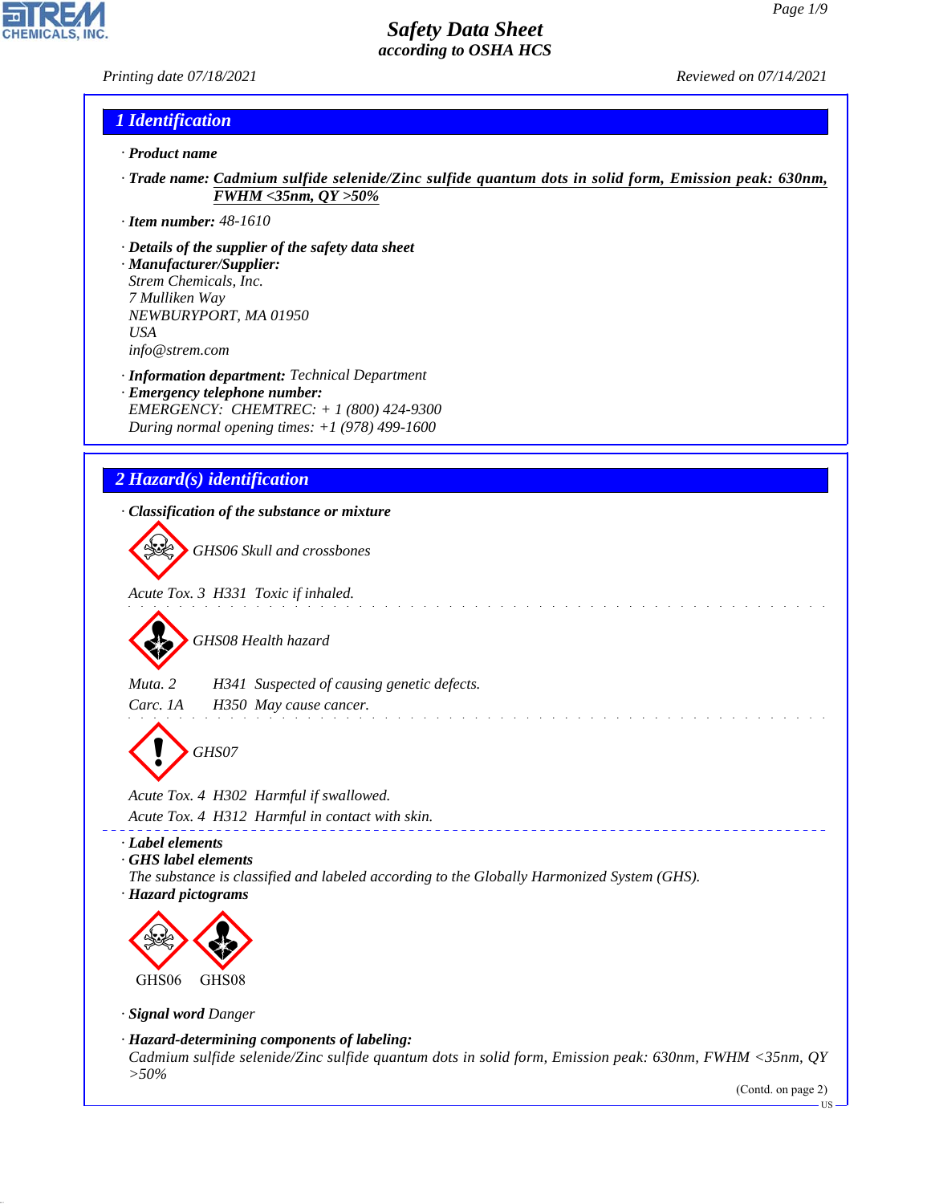# Safety Data Sheet
## according to OSHA HCS

Printing date 07/18/2021 | Reviewed on 07/14/2021

## 1 Identification

· **Product name**

· **Trade name:** **Cadmium sulfide selenide/Zinc sulfide quantum dots in solid form, Emission peak: 630nm, FWHM <35nm, QY >50%**

· **Item number:** 48-1610

· **Details of the supplier of the safety data sheet**
· **Manufacturer/Supplier:**
Strem Chemicals, Inc.
7 Mulliken Way
NEWBURYPORT, MA 01950
USA
info@strem.com

· **Information department:** Technical Department
· **Emergency telephone number:**
EMERGENCY: CHEMTREC: + 1 (800) 424-9300
During normal opening times: +1 (978) 499-1600

## 2 Hazard(s) identification

· **Classification of the substance or mixture**

GHS06 Skull and crossbones

Acute Tox. 3 H331 Toxic if inhaled.

GHS08 Health hazard

Muta. 2 H341 Suspected of causing genetic defects.
Carc. 1A H350 May cause cancer.

GHS07

Acute Tox. 4 H302 Harmful if swallowed.
Acute Tox. 4 H312 Harmful in contact with skin.

· **Label elements**
· **GHS label elements**
The substance is classified and labeled according to the Globally Harmonized System (GHS).
· **Hazard pictograms**

GHS06 GHS08

· **Signal word** Danger

· **Hazard-determining components of labeling:**
Cadmium sulfide selenide/Zinc sulfide quantum dots in solid form, Emission peak: 630nm, FWHM <35nm, QY >50%

(Contd. on page 2)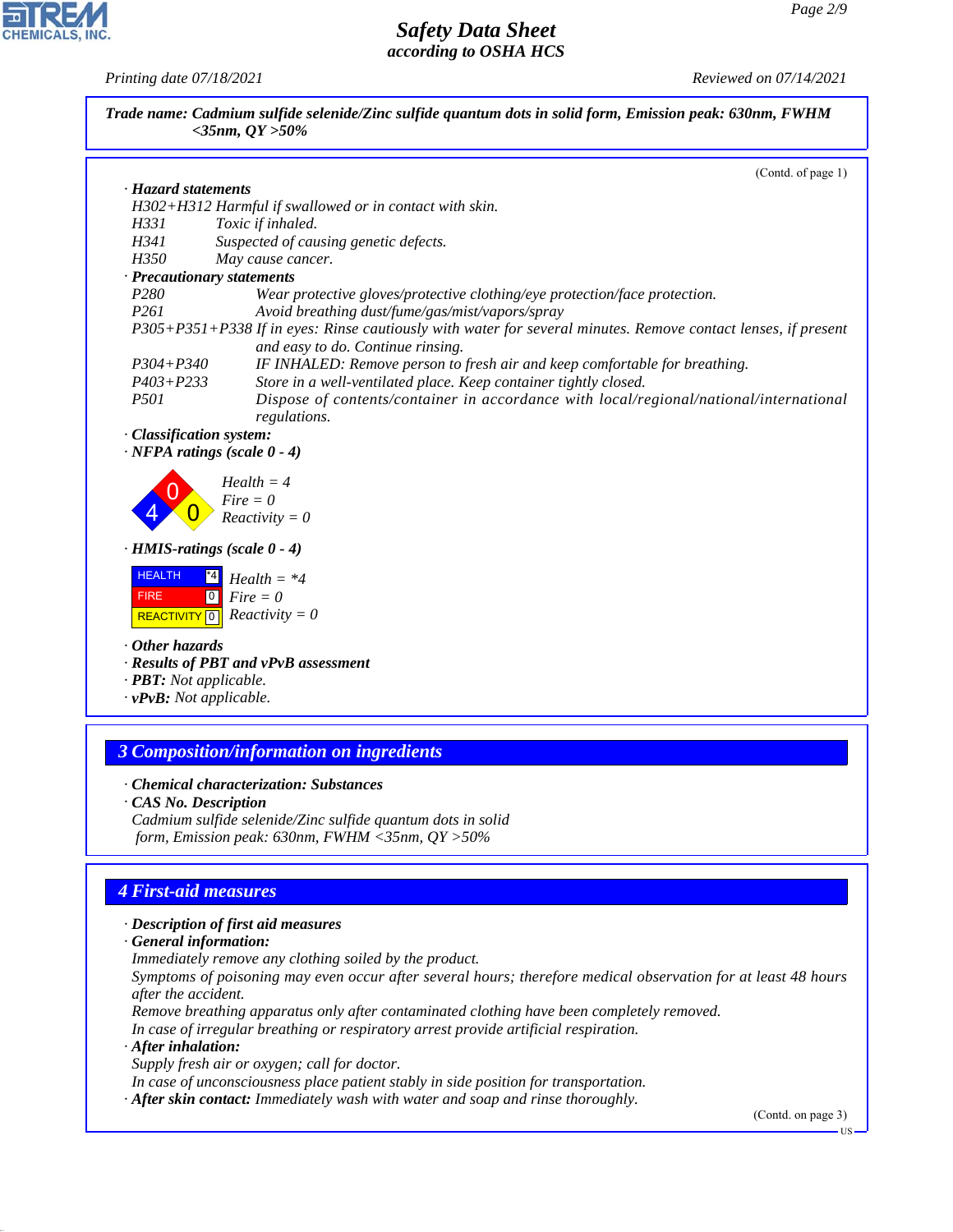**Trade name: Cadmium sulfide selenide/Zinc sulfide quantum dots in solid form, Emission peak: 630nm, FWHM <35nm, QY >50%**

(Contd. of page 1)

· **Hazard statements**

H302+H312 Harmful if swallowed or in contact with skin.
H331 Toxic if inhaled.
H341 Suspected of causing genetic defects.
H350 May cause cancer.

· **Precautionary statements**

P280 Wear protective gloves/protective clothing/eye protection/face protection.
P261 Avoid breathing dust/fume/gas/mist/vapors/spray
P305+P351+P338 If in eyes: Rinse cautiously with water for several minutes. Remove contact lenses, if present and easy to do. Continue rinsing.
P304+P340 IF INHALED: Remove person to fresh air and keep comfortable for breathing.
P403+P233 Store in a well-ventilated place. Keep container tightly closed.
P501 Dispose of contents/container in accordance with local/regional/national/international regulations.

· **Classification system:**

· **NFPA ratings (scale 0 - 4)**

Health = 4
Fire = 0
Reactivity = 0

· **HMIS-ratings (scale 0 - 4)**

HEALTH *4
FIRE 0
REACTIVITY 0

Health = *4
Fire = 0
Reactivity = 0

· **Other hazards**
· **Results of PBT and vPvB assessment**
· **PBT:** Not applicable.
· **vPvB:** Not applicable.

## 3 Composition/information on ingredients

· **Chemical characterization: Substances**
· **CAS No. Description**

Cadmium sulfide selenide/Zinc sulfide quantum dots in solid form, Emission peak: 630nm, FWHM <35nm, QY >50%

## 4 First-aid measures

· **Description of first aid measures**
· **General information:**

Immediately remove any clothing soiled by the product.
Symptoms of poisoning may even occur after several hours; therefore medical observation for at least 48 hours after the accident.
Remove breathing apparatus only after contaminated clothing have been completely removed.
In case of irregular breathing or respiratory arrest provide artificial respiration.

· **After inhalation:**

Supply fresh air or oxygen; call for doctor.
In case of unconsciousness place patient stably in side position for transportation.

· **After skin contact:** Immediately wash with water and soap and rinse thoroughly.

(Contd. on page 3)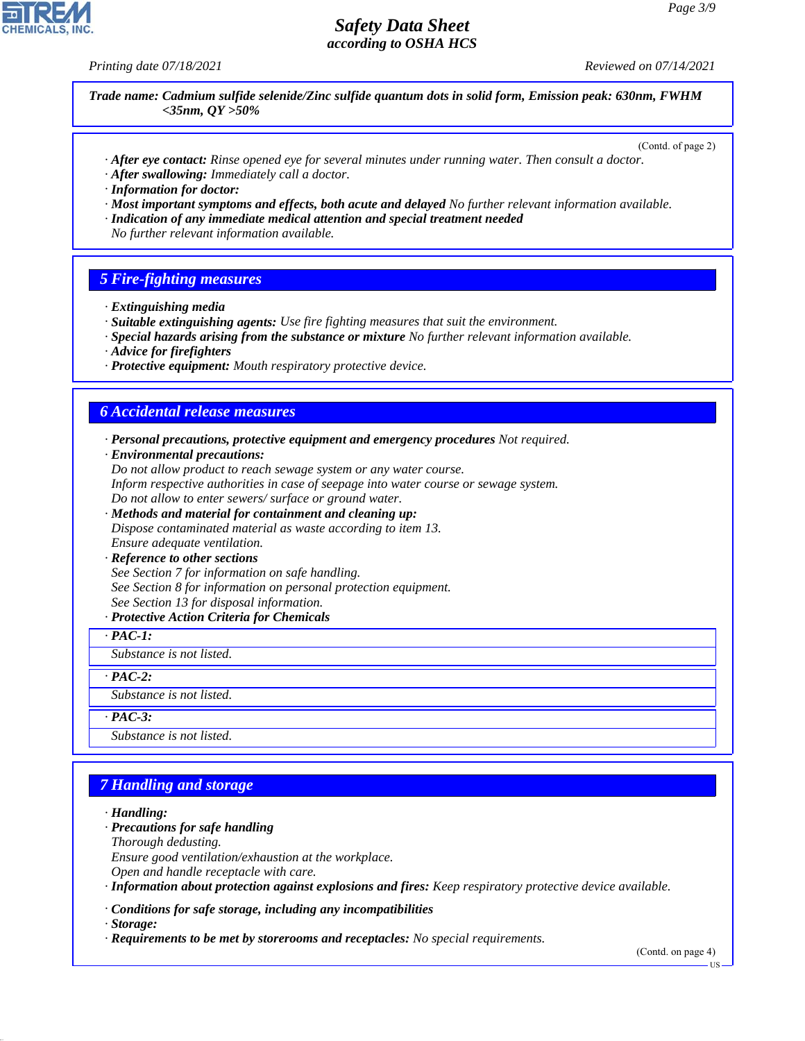**Trade name: Cadmium sulfide selenide/Zinc sulfide quantum dots in solid form, Emission peak: 630nm, FWHM <35nm, QY >50%**

(Contd. of page 2)

· **After eye contact:** Rinse opened eye for several minutes under running water. Then consult a doctor.
· **After swallowing:** Immediately call a doctor.
· **Information for doctor:**
· **Most important symptoms and effects, both acute and delayed** No further relevant information available.
· **Indication of any immediate medical attention and special treatment needed**
No further relevant information available.

## 5 Fire-fighting measures

· **Extinguishing media**
· **Suitable extinguishing agents:** Use fire fighting measures that suit the environment.
· **Special hazards arising from the substance or mixture** No further relevant information available.
· **Advice for firefighters**
· **Protective equipment:** Mouth respiratory protective device.

## 6 Accidental release measures

· **Personal precautions, protective equipment and emergency procedures** Not required.
· **Environmental precautions:**
Do not allow product to reach sewage system or any water course.
Inform respective authorities in case of seepage into water course or sewage system.
Do not allow to enter sewers/ surface or ground water.
· **Methods and material for containment and cleaning up:**
Dispose contaminated material as waste according to item 13.
Ensure adequate ventilation.
· **Reference to other sections**
See Section 7 for information on safe handling.
See Section 8 for information on personal protection equipment.
See Section 13 for disposal information.
· **Protective Action Criteria for Chemicals**

· **PAC-1:**
Substance is not listed.

· **PAC-2:**
Substance is not listed.

· **PAC-3:**
Substance is not listed.

## 7 Handling and storage

· **Handling:**
· **Precautions for safe handling**
Thorough dedusting.
Ensure good ventilation/exhaustion at the workplace.
Open and handle receptacle with care.
· **Information about protection against explosions and fires:** Keep respiratory protective device available.

· **Conditions for safe storage, including any incompatibilities**
· **Storage:**
· **Requirements to be met by storerooms and receptacles:** No special requirements.

(Contd. on page 4)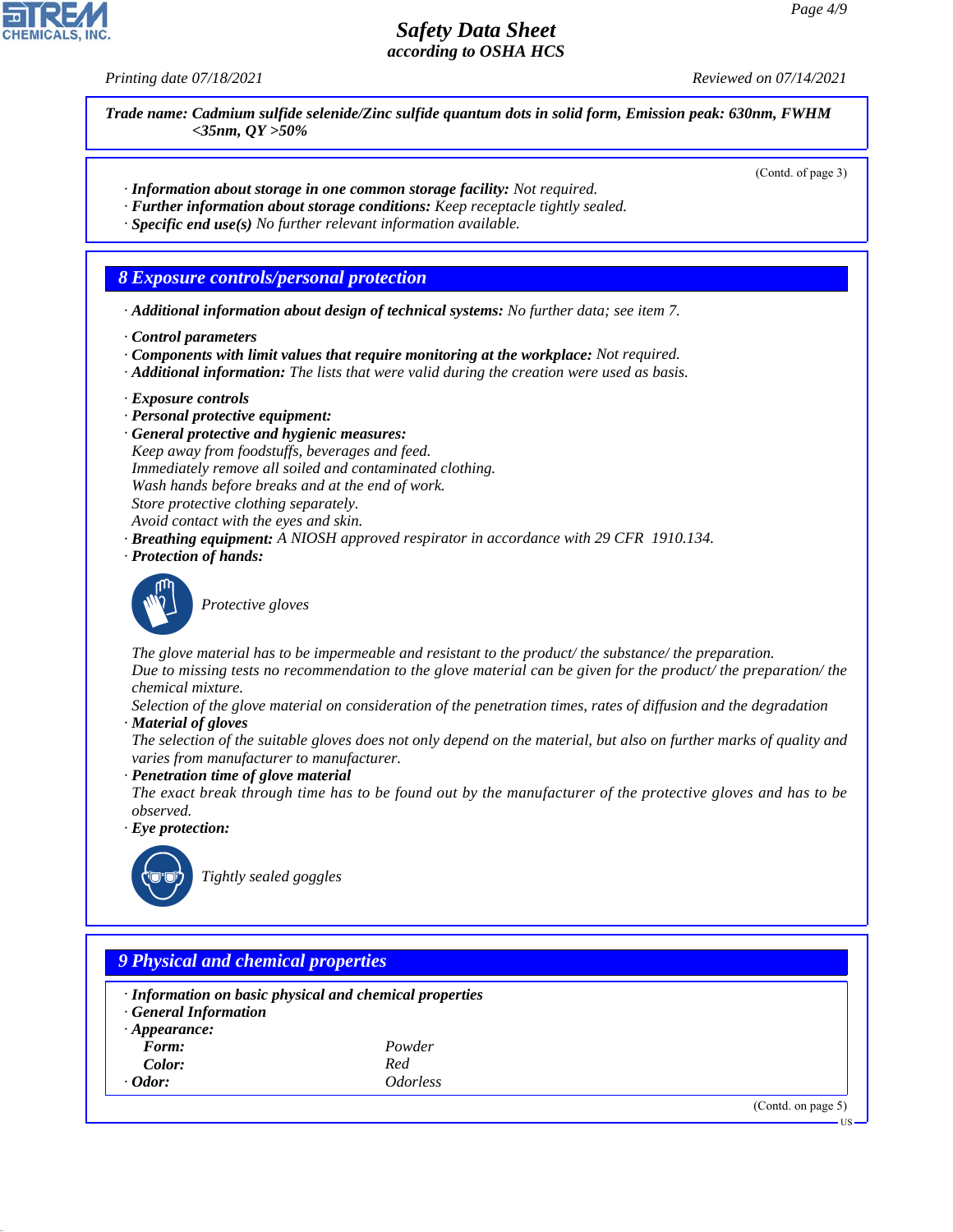**Trade name: Cadmium sulfide selenide/Zinc sulfide quantum dots in solid form, Emission peak: 630nm, FWHM <35nm, QY >50%**

(Contd. of page 3)

· **Information about storage in one common storage facility:** Not required.
· **Further information about storage conditions:** Keep receptacle tightly sealed.
· **Specific end use(s)** No further relevant information available.

## 8 Exposure controls/personal protection

· **Additional information about design of technical systems:** No further data; see item 7.

· **Control parameters**
· **Components with limit values that require monitoring at the workplace:** Not required.
· **Additional information:** The lists that were valid during the creation were used as basis.

· **Exposure controls**
· **Personal protective equipment:**
· **General protective and hygienic measures:**
Keep away from foodstuffs, beverages and feed.
Immediately remove all soiled and contaminated clothing.
Wash hands before breaks and at the end of work.
Store protective clothing separately.
Avoid contact with the eyes and skin.
· **Breathing equipment:** A NIOSH approved respirator in accordance with 29 CFR 1910.134.
· **Protection of hands:**

Protective gloves

The glove material has to be impermeable and resistant to the product/ the substance/ the preparation.
Due to missing tests no recommendation to the glove material can be given for the product/ the preparation/ the chemical mixture.
Selection of the glove material on consideration of the penetration times, rates of diffusion and the degradation
· **Material of gloves**
The selection of the suitable gloves does not only depend on the material, but also on further marks of quality and varies from manufacturer to manufacturer.
· **Penetration time of glove material**
The exact break through time has to be found out by the manufacturer of the protective gloves and has to be observed.
· **Eye protection:**

Tightly sealed goggles

## 9 Physical and chemical properties

· **Information on basic physical and chemical properties**
· **General Information**
· **Appearance:**

| | |
|---|---|
| **Form:** | Powder |
| **Color:** | Red |
| · **Odor:** | Odorless |

(Contd. on page 5)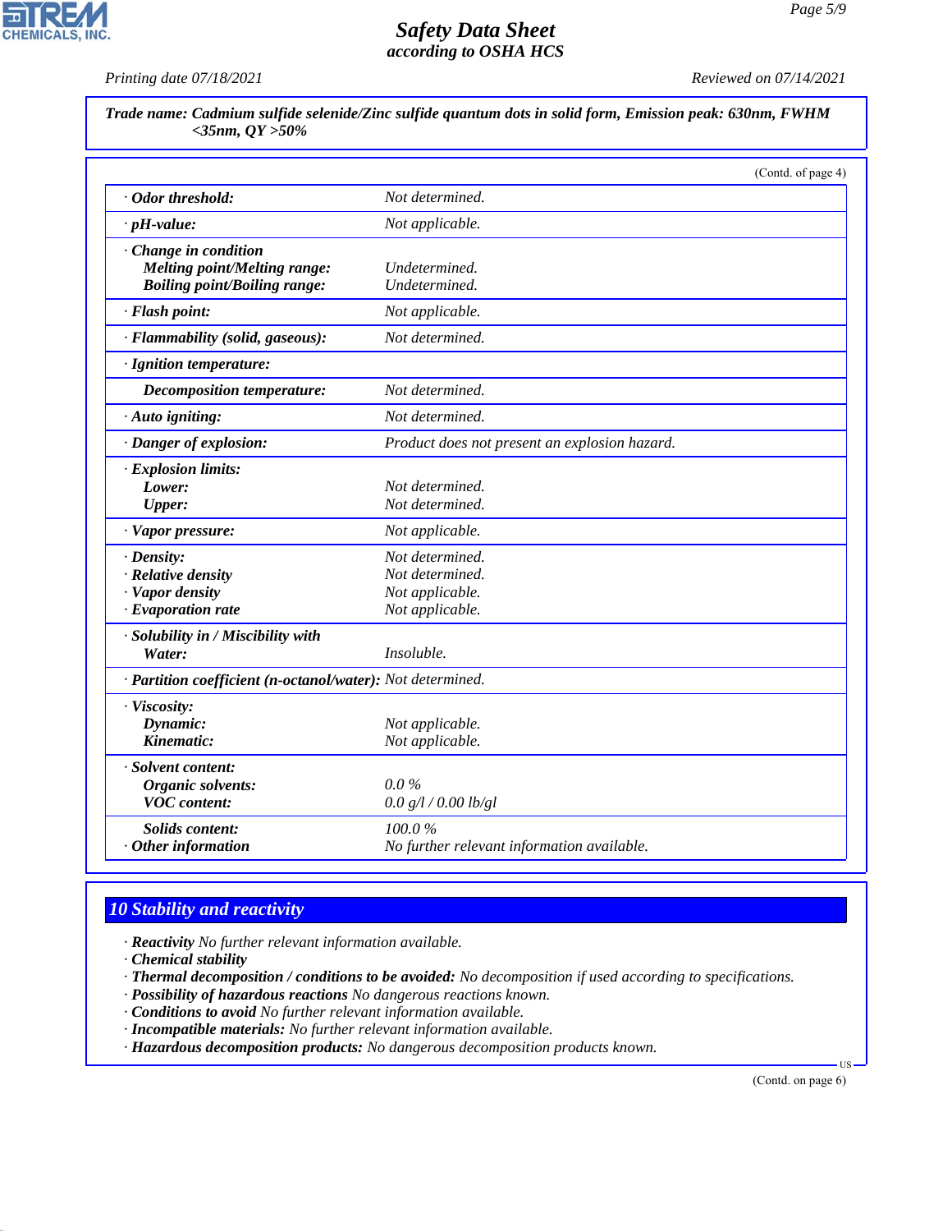**Trade name: Cadmium sulfide selenide/Zinc sulfide quantum dots in solid form, Emission peak: 630nm, FWHM <35nm, QY >50%**

(Contd. of page 4)

| | |
|---|---|
| · **Odor threshold:** | Not determined. |
| · **pH-value:** | Not applicable. |
| · **Change in condition**<br>**Melting point/Melting range:**<br>**Boiling point/Boiling range:** | <br>Undetermined.<br>Undetermined. |
| · **Flash point:** | Not applicable. |
| · **Flammability (solid, gaseous):** | Not determined. |
| · **Ignition temperature:** | |
| **Decomposition temperature:** | Not determined. |
| · **Auto igniting:** | Not determined. |
| · **Danger of explosion:** | Product does not present an explosion hazard. |
| · **Explosion limits:**<br>**Lower:**<br>**Upper:** | <br>Not determined.<br>Not determined. |
| · **Vapor pressure:** | Not applicable. |
| · **Density:**<br>· **Relative density**<br>· **Vapor density**<br>· **Evaporation rate** | Not determined.<br>Not determined.<br>Not applicable.<br>Not applicable. |
| · **Solubility in / Miscibility with**<br>**Water:** | <br>Insoluble. |
| · **Partition coefficient (n-octanol/water):** | Not determined. |
| · **Viscosity:**<br>**Dynamic:**<br>**Kinematic:** | <br>Not applicable.<br>Not applicable. |
| · **Solvent content:**<br>**Organic solvents:**<br>**VOC content:** | <br>0.0 %<br>0.0 g/l / 0.00 lb/gl |
| **Solids content:**<br>· **Other information** | 100.0 %<br>No further relevant information available. |

## 10 Stability and reactivity

· **Reactivity** No further relevant information available.
· **Chemical stability**
· **Thermal decomposition / conditions to be avoided:** No decomposition if used according to specifications.
· **Possibility of hazardous reactions** No dangerous reactions known.
· **Conditions to avoid** No further relevant information available.
· **Incompatible materials:** No further relevant information available.
· **Hazardous decomposition products:** No dangerous decomposition products known.

(Contd. on page 6)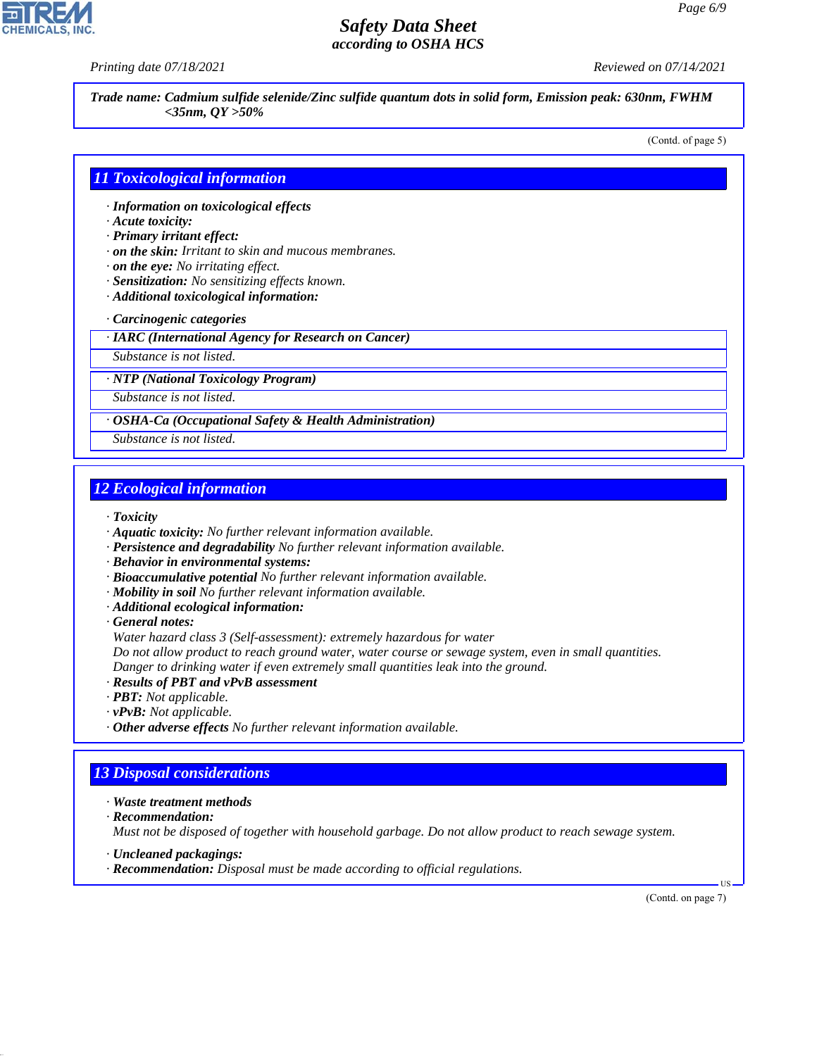**Trade name: Cadmium sulfide selenide/Zinc sulfide quantum dots in solid form, Emission peak: 630nm, FWHM <35nm, QY >50%**

(Contd. of page 5)

## 11 Toxicological information

- **Information on toxicological effects**
- **Acute toxicity:**
- **Primary irritant effect:**
- **on the skin:** Irritant to skin and mucous membranes.
- **on the eye:** No irritating effect.
- **Sensitization:** No sensitizing effects known.
- **Additional toxicological information:**

- **Carcinogenic categories**

| |
|---|
| **· IARC (International Agency for Research on Cancer)** |
| Substance is not listed. |

| |
|---|
| **· NTP (National Toxicology Program)** |
| Substance is not listed. |

| |
|---|
| **· OSHA-Ca (Occupational Safety & Health Administration)** |
| Substance is not listed. |

## 12 Ecological information

- **Toxicity**
- **Aquatic toxicity:** No further relevant information available.
- **Persistence and degradability** No further relevant information available.
- **Behavior in environmental systems:**
- **Bioaccumulative potential** No further relevant information available.
- **Mobility in soil** No further relevant information available.
- **Additional ecological information:**
- **General notes:**

  Water hazard class 3 (Self-assessment): extremely hazardous for water
  Do not allow product to reach ground water, water course or sewage system, even in small quantities.
  Danger to drinking water if even extremely small quantities leak into the ground.
- **Results of PBT and vPvB assessment**
- **PBT:** Not applicable.
- **vPvB:** Not applicable.
- **Other adverse effects** No further relevant information available.

## 13 Disposal considerations

- **Waste treatment methods**
- **Recommendation:**

  Must not be disposed of together with household garbage. Do not allow product to reach sewage system.

- **Uncleaned packagings:**
- **Recommendation:** Disposal must be made according to official regulations.

(Contd. on page 7)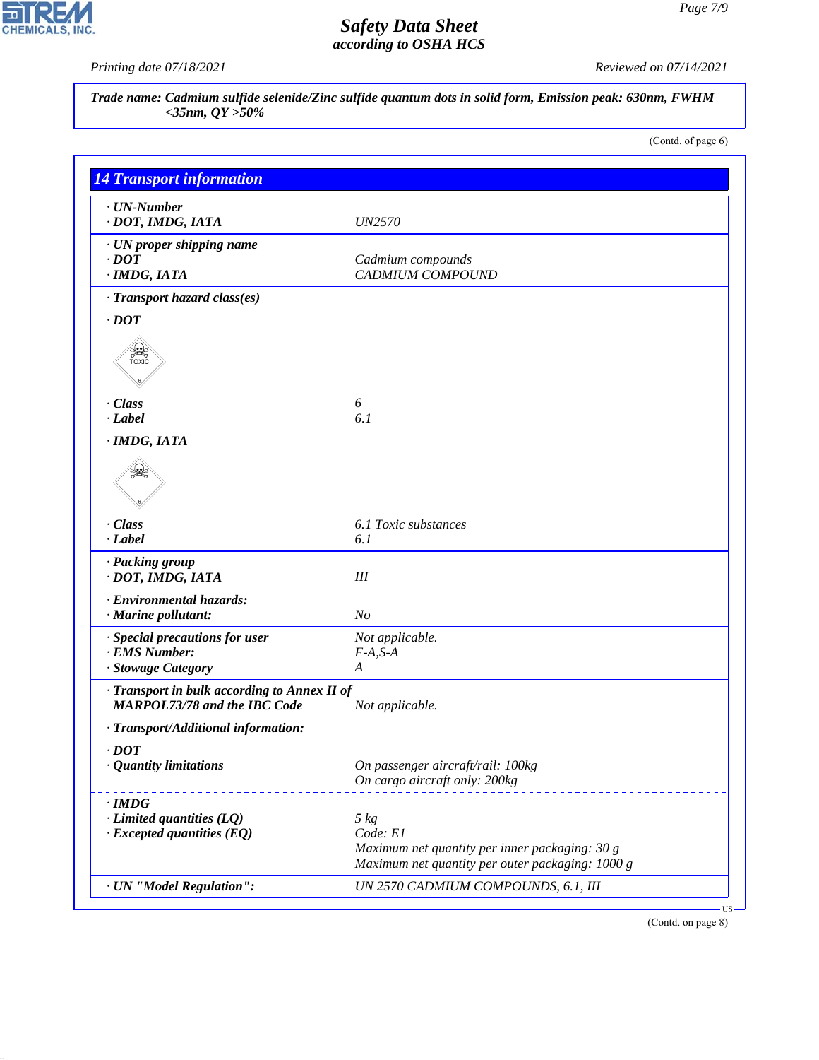Trade name: Cadmium sulfide selenide/Zinc sulfide quantum dots in solid form, Emission peak: 630nm, FWHM <35nm, QY >50%

(Contd. of page 6)

## 14 Transport information

| | |
|---|---|
| · UN-Number | |
| · DOT, IMDG, IATA | UN2570 |
| · UN proper shipping name | |
| · DOT | Cadmium compounds |
| · IMDG, IATA | CADMIUM COMPOUND |
| · Transport hazard class(es) | |
| · DOT | |
| · Class | 6 |
| · Label | 6.1 |
| · IMDG, IATA | |
| · Class | 6.1 Toxic substances |
| · Label | 6.1 |
| · Packing group | |
| · DOT, IMDG, IATA | III |
| · Environmental hazards: | |
| · Marine pollutant: | No |
| · Special precautions for user | Not applicable. |
| · EMS Number: | F-A,S-A |
| · Stowage Category | A |
| · Transport in bulk according to Annex II of MARPOL73/78 and the IBC Code | Not applicable. |
| · Transport/Additional information: | |
| · DOT | |
| · Quantity limitations | On passenger aircraft/rail: 100kg<br>On cargo aircraft only: 200kg |
| · IMDG | |
| · Limited quantities (LQ) | 5 kg |
| · Excepted quantities (EQ) | Code: E1<br>Maximum net quantity per inner packaging: 30 g<br>Maximum net quantity per outer packaging: 1000 g |
| · UN "Model Regulation": | UN 2570 CADMIUM COMPOUNDS, 6.1, III |

(Contd. on page 8)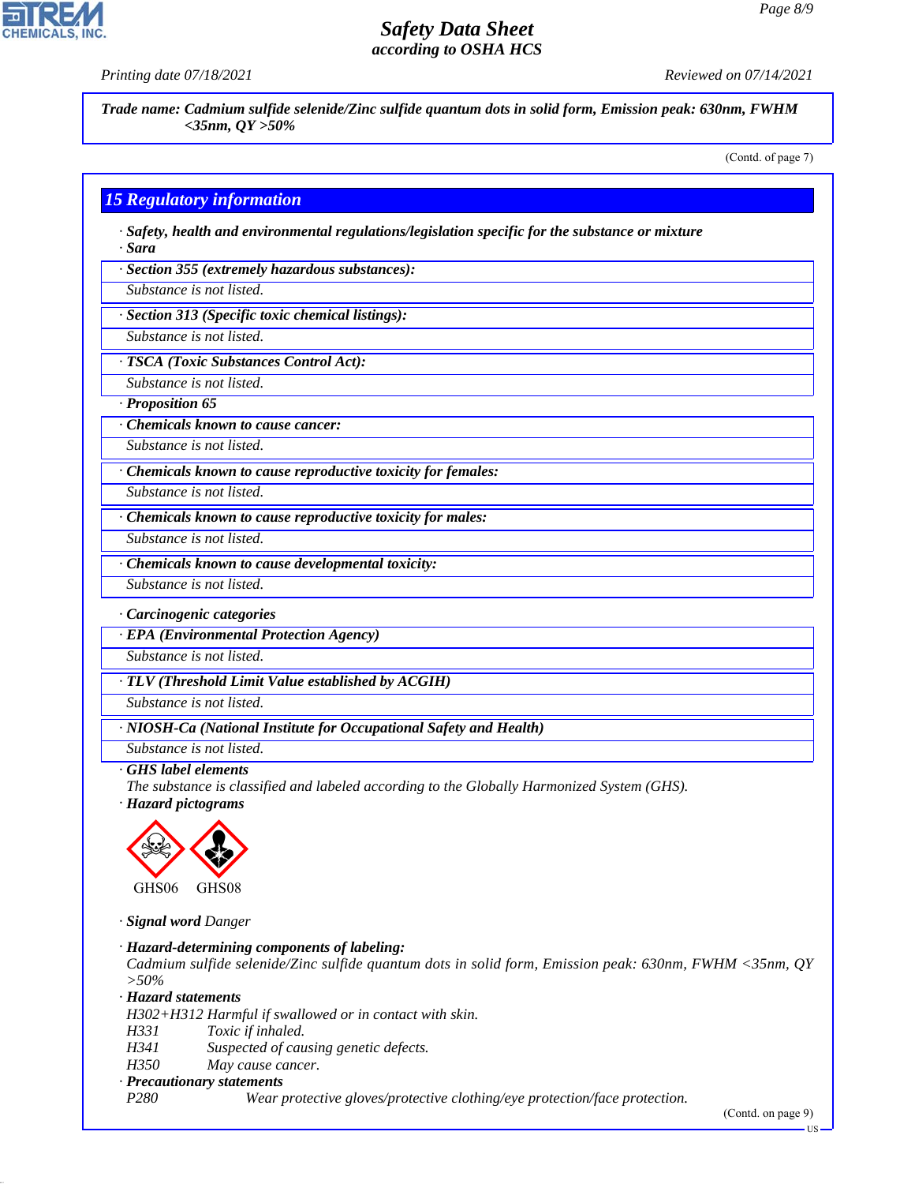*Trade name: Cadmium sulfide selenide/Zinc sulfide quantum dots in solid form, Emission peak: 630nm, FWHM <35nm, QY >50%*

(Contd. of page 7)

## 15 Regulatory information

· **Safety, health and environmental regulations/legislation specific for the substance or mixture**
· **Sara**

· **Section 355 (extremely hazardous substances):**
Substance is not listed.

· **Section 313 (Specific toxic chemical listings):**
Substance is not listed.

· **TSCA (Toxic Substances Control Act):**
Substance is not listed.

· **Proposition 65**

· **Chemicals known to cause cancer:**
Substance is not listed.

· **Chemicals known to cause reproductive toxicity for females:**
Substance is not listed.

· **Chemicals known to cause reproductive toxicity for males:**
Substance is not listed.

· **Chemicals known to cause developmental toxicity:**
Substance is not listed.

· **Carcinogenic categories**

· **EPA (Environmental Protection Agency)**
Substance is not listed.

· **TLV (Threshold Limit Value established by ACGIH)**
Substance is not listed.

· **NIOSH-Ca (National Institute for Occupational Safety and Health)**
Substance is not listed.

· **GHS label elements**
The substance is classified and labeled according to the Globally Harmonized System (GHS).

· **Hazard pictograms**

GHS06 GHS08

· **Signal word** Danger

· **Hazard-determining components of labeling:**
Cadmium sulfide selenide/Zinc sulfide quantum dots in solid form, Emission peak: 630nm, FWHM <35nm, QY >50%

· **Hazard statements**
H302+H312 Harmful if swallowed or in contact with skin.
H331 Toxic if inhaled.
H341 Suspected of causing genetic defects.
H350 May cause cancer.

· **Precautionary statements**
P280 Wear protective gloves/protective clothing/eye protection/face protection.

(Contd. on page 9)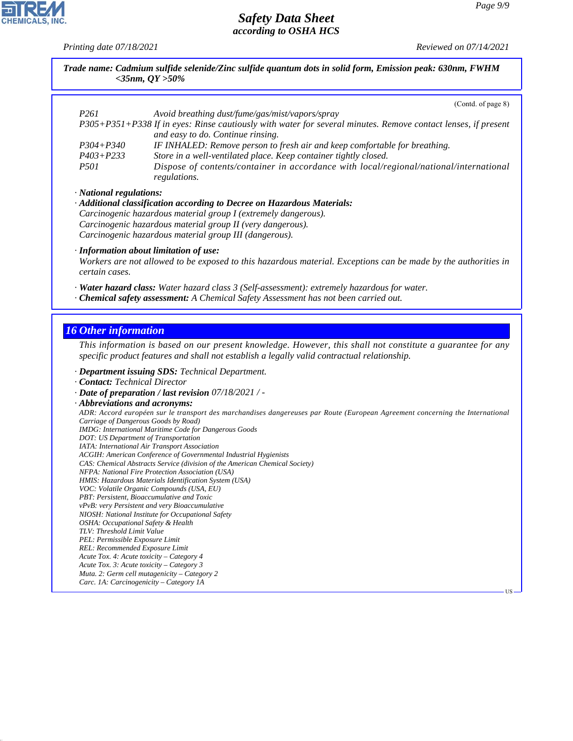**Trade name: Cadmium sulfide selenide/Zinc sulfide quantum dots in solid form, Emission peak: 630nm, FWHM <35nm, QY >50%**

(Contd. of page 8)

| | |
|---|---|
| P261 | Avoid breathing dust/fume/gas/mist/vapors/spray |
| P305+P351+P338 | If in eyes: Rinse cautiously with water for several minutes. Remove contact lenses, if present and easy to do. Continue rinsing. |
| P304+P340 | IF INHALED: Remove person to fresh air and keep comfortable for breathing. |
| P403+P233 | Store in a well-ventilated place. Keep container tightly closed. |
| P501 | Dispose of contents/container in accordance with local/regional/national/international regulations. |

· **National regulations:**

· **Additional classification according to Decree on Hazardous Materials:**
Carcinogenic hazardous material group I (extremely dangerous).
Carcinogenic hazardous material group II (very dangerous).
Carcinogenic hazardous material group III (dangerous).

· **Information about limitation of use:**
Workers are not allowed to be exposed to this hazardous material. Exceptions can be made by the authorities in certain cases.

· **Water hazard class:** Water hazard class 3 (Self-assessment): extremely hazardous for water.
· **Chemical safety assessment:** A Chemical Safety Assessment has not been carried out.

## 16 Other information

This information is based on our present knowledge. However, this shall not constitute a guarantee for any specific product features and shall not establish a legally valid contractual relationship.

· **Department issuing SDS:** Technical Department.
· **Contact:** Technical Director
· **Date of preparation / last revision** 07/18/2021 / -
· **Abbreviations and acronyms:**
ADR: Accord européen sur le transport des marchandises dangereuses par Route (European Agreement concerning the International Carriage of Dangerous Goods by Road)
IMDG: International Maritime Code for Dangerous Goods
DOT: US Department of Transportation
IATA: International Air Transport Association
ACGIH: American Conference of Governmental Industrial Hygienists
CAS: Chemical Abstracts Service (division of the American Chemical Society)
NFPA: National Fire Protection Association (USA)
HMIS: Hazardous Materials Identification System (USA)
VOC: Volatile Organic Compounds (USA, EU)
PBT: Persistent, Bioaccumulative and Toxic
vPvB: very Persistent and very Bioaccumulative
NIOSH: National Institute for Occupational Safety
OSHA: Occupational Safety & Health
TLV: Threshold Limit Value
PEL: Permissible Exposure Limit
REL: Recommended Exposure Limit
Acute Tox. 4: Acute toxicity – Category 4
Acute Tox. 3: Acute toxicity – Category 3
Muta. 2: Germ cell mutagenicity – Category 2
Carc. 1A: Carcinogenicity – Category 1A